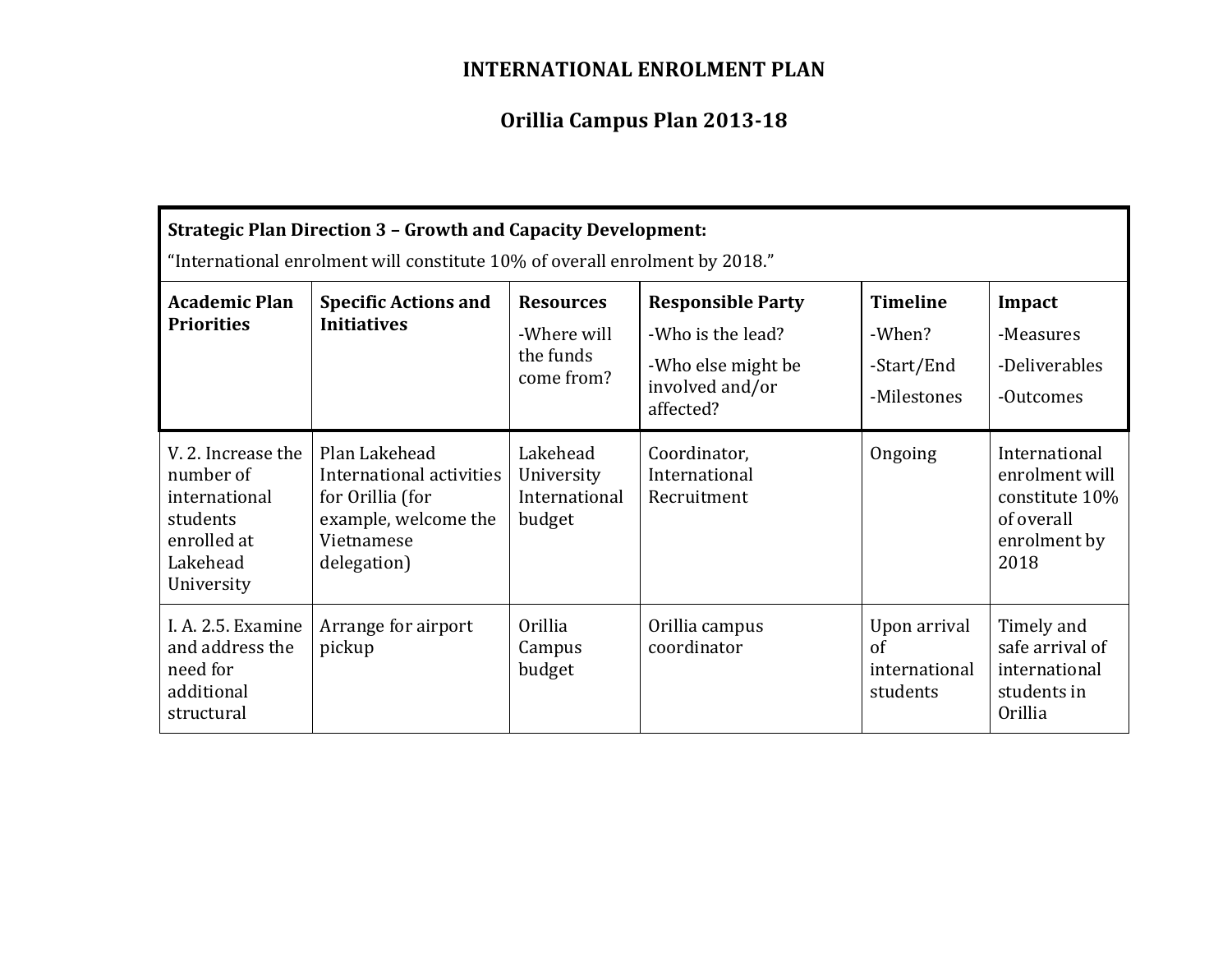# INTERNATIONAL ENROLMENT PLAN

## Orillia Campus Plan 2013-18

**Strategic Plan Direction 3 – Growth and Capacity Development:**

"International enrolment will constitute 10% of overall enrolment by 2018."

| **Academic Plan Priorities** | **Specific Actions and Initiatives** | **Resources**<br>-Where will the funds come from? | **Responsible Party**<br>-Who is the lead?<br>-Who else might be involved and/or affected? | **Timeline**<br>-When?<br>-Start/End<br>-Milestones | **Impact**<br>-Measures<br>-Deliverables<br>-Outcomes |
|---|---|---|---|---|---|
| V. 2. Increase the number of international students enrolled at Lakehead University | Plan Lakehead International activities for Orillia (for example, welcome the Vietnamese delegation) | Lakehead University International budget | Coordinator, International Recruitment | Ongoing | International enrolment will constitute 10% of overall enrolment by 2018 |
| I. A. 2.5. Examine and address the need for additional structural | Arrange for airport pickup | Orillia Campus budget | Orillia campus coordinator | Upon arrival of international students | Timely and safe arrival of international students in Orillia |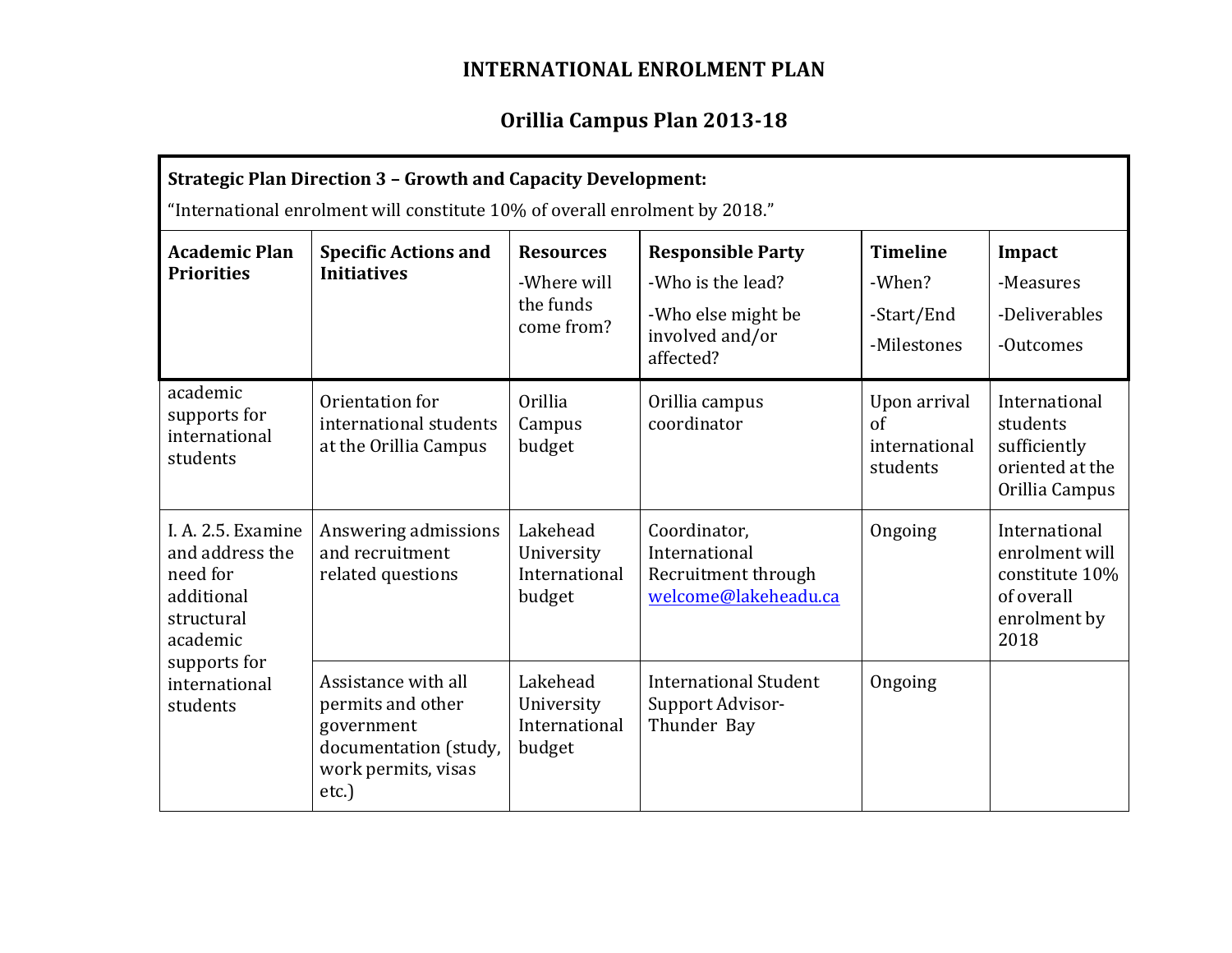# INTERNATIONAL ENROLMENT PLAN

## Orillia Campus Plan 2013-18

**Strategic Plan Direction 3 – Growth and Capacity Development:**

"International enrolment will constitute 10% of overall enrolment by 2018."

| **Academic Plan Priorities** | **Specific Actions and Initiatives** | **Resources** -Where will the funds come from? | **Responsible Party** -Who is the lead? -Who else might be involved and/or affected? | **Timeline** -When? -Start/End -Milestones | **Impact** -Measures -Deliverables -Outcomes |
|---|---|---|---|---|---|
| academic supports for international students | Orientation for international students at the Orillia Campus | Orillia Campus budget | Orillia campus coordinator | Upon arrival of international students | International students sufficiently oriented at the Orillia Campus |
| I. A. 2.5. Examine and address the need for additional structural academic supports for international students | Answering admissions and recruitment related questions | Lakehead University International budget | Coordinator, International Recruitment through welcome@lakeheadu.ca | Ongoing | International enrolment will constitute 10% of overall enrolment by 2018 |
| | Assistance with all permits and other government documentation (study, work permits, visas etc.) | Lakehead University International budget | International Student Support Advisor- Thunder Bay | Ongoing | |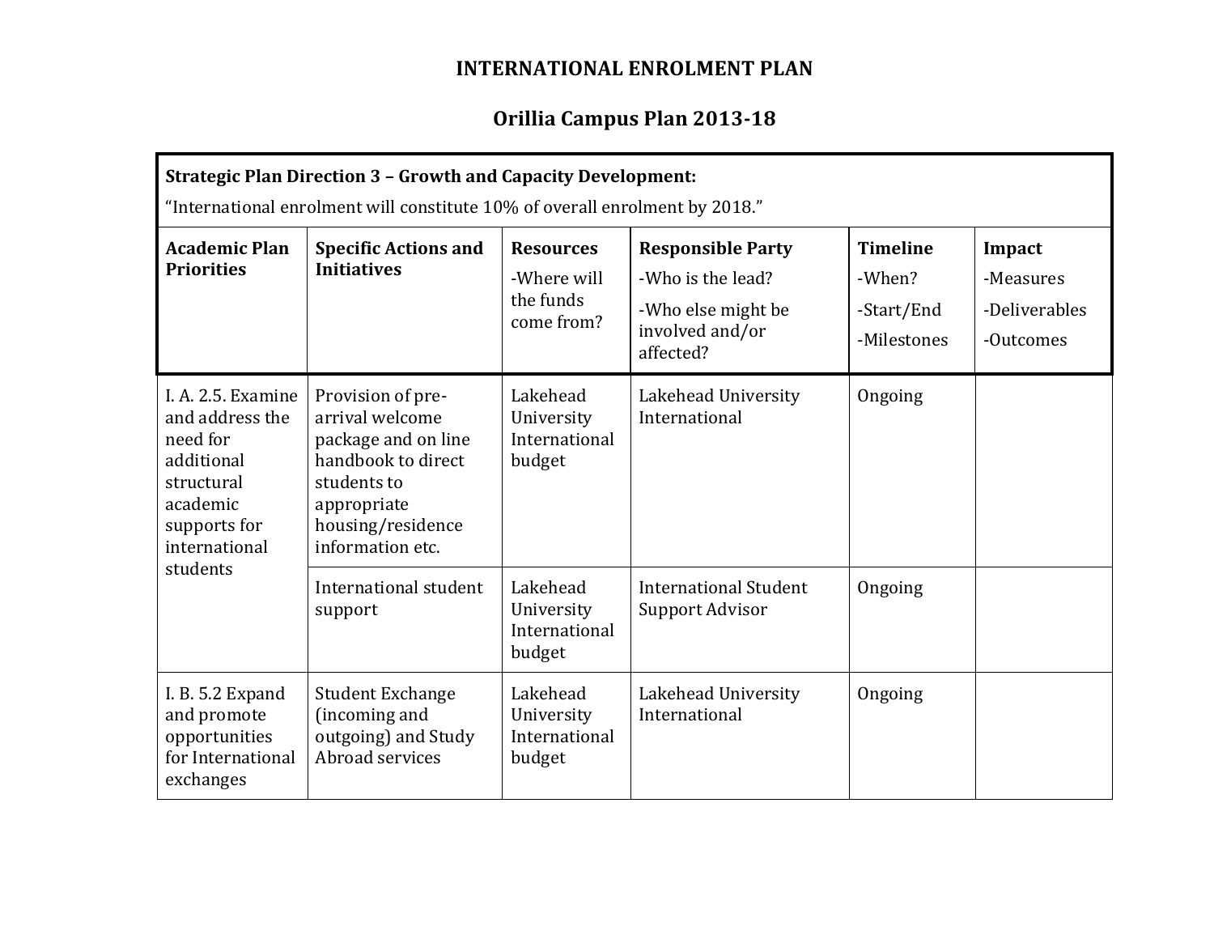**INTERNATIONAL ENROLMENT PLAN**

**Orillia Campus Plan 2013-18**

**Strategic Plan Direction 3 – Growth and Capacity Development:**

"International enrolment will constitute 10% of overall enrolment by 2018."

| **Academic Plan Priorities** | **Specific Actions and Initiatives** | **Resources** -Where will the funds come from? | **Responsible Party** -Who is the lead? -Who else might be involved and/or affected? | **Timeline** -When? -Start/End -Milestones | **Impact** -Measures -Deliverables -Outcomes |
|---|---|---|---|---|---|
| I. A. 2.5. Examine and address the need for additional structural academic supports for international students | Provision of pre-arrival welcome package and on line handbook to direct students to appropriate housing/residence information etc. | Lakehead University International budget | Lakehead University International | Ongoing | |
| | International student support | Lakehead University International budget | International Student Support Advisor | Ongoing | |
| I. B. 5.2 Expand and promote opportunities for International exchanges | Student Exchange (incoming and outgoing) and Study Abroad services | Lakehead University International budget | Lakehead University International | Ongoing | |